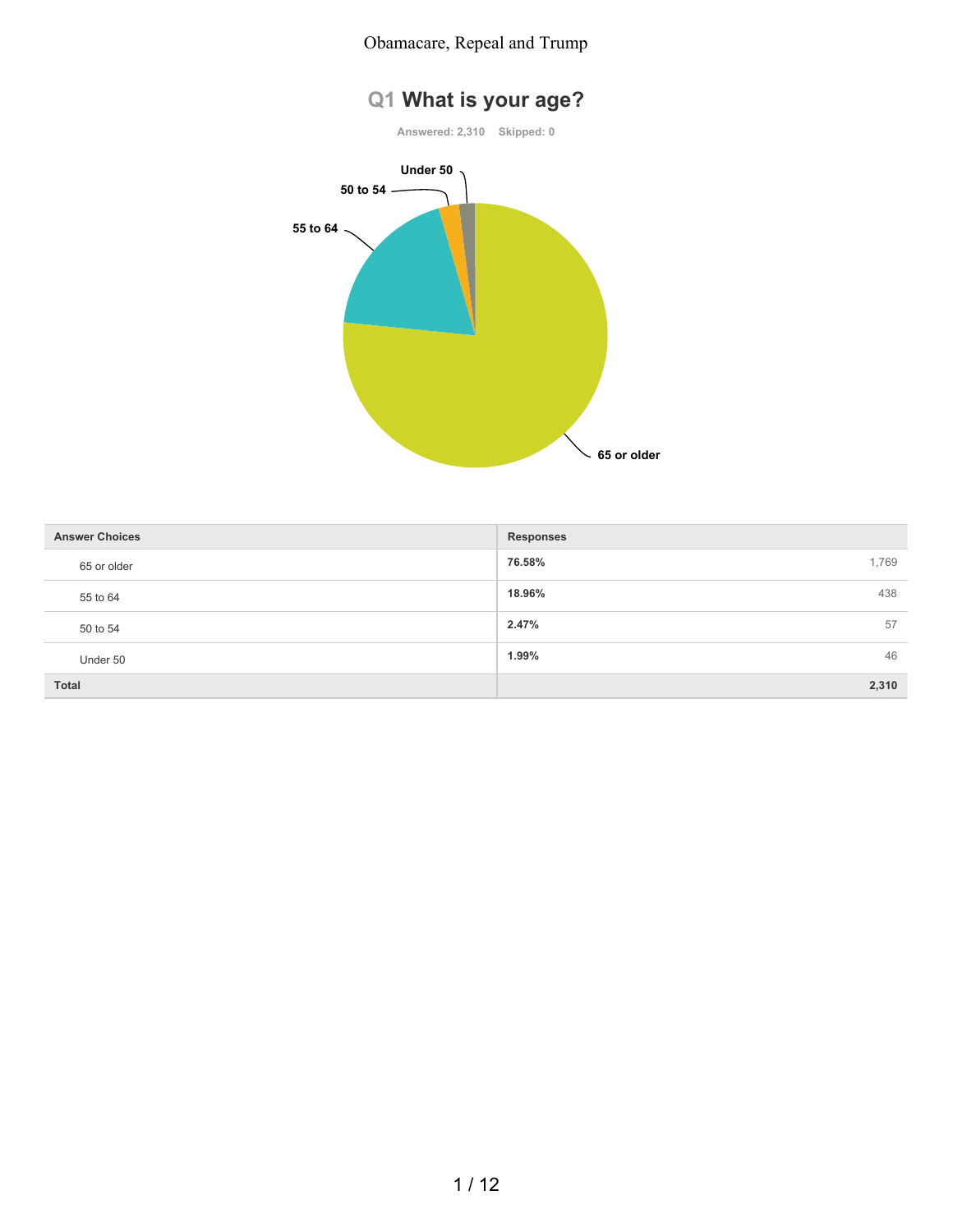## Q1 What is your age?

Answered: 2,310 Skipped: 0

| Answer Choices | Responses | |
|---|---|---|
| 65 or older | 76.58% | 1,769 |
| 55 to 64 | 18.96% | 438 |
| 50 to 54 | 2.47% | 57 |
| Under 50 | 1.99% | 46 |
| **Total** | | **2,310** |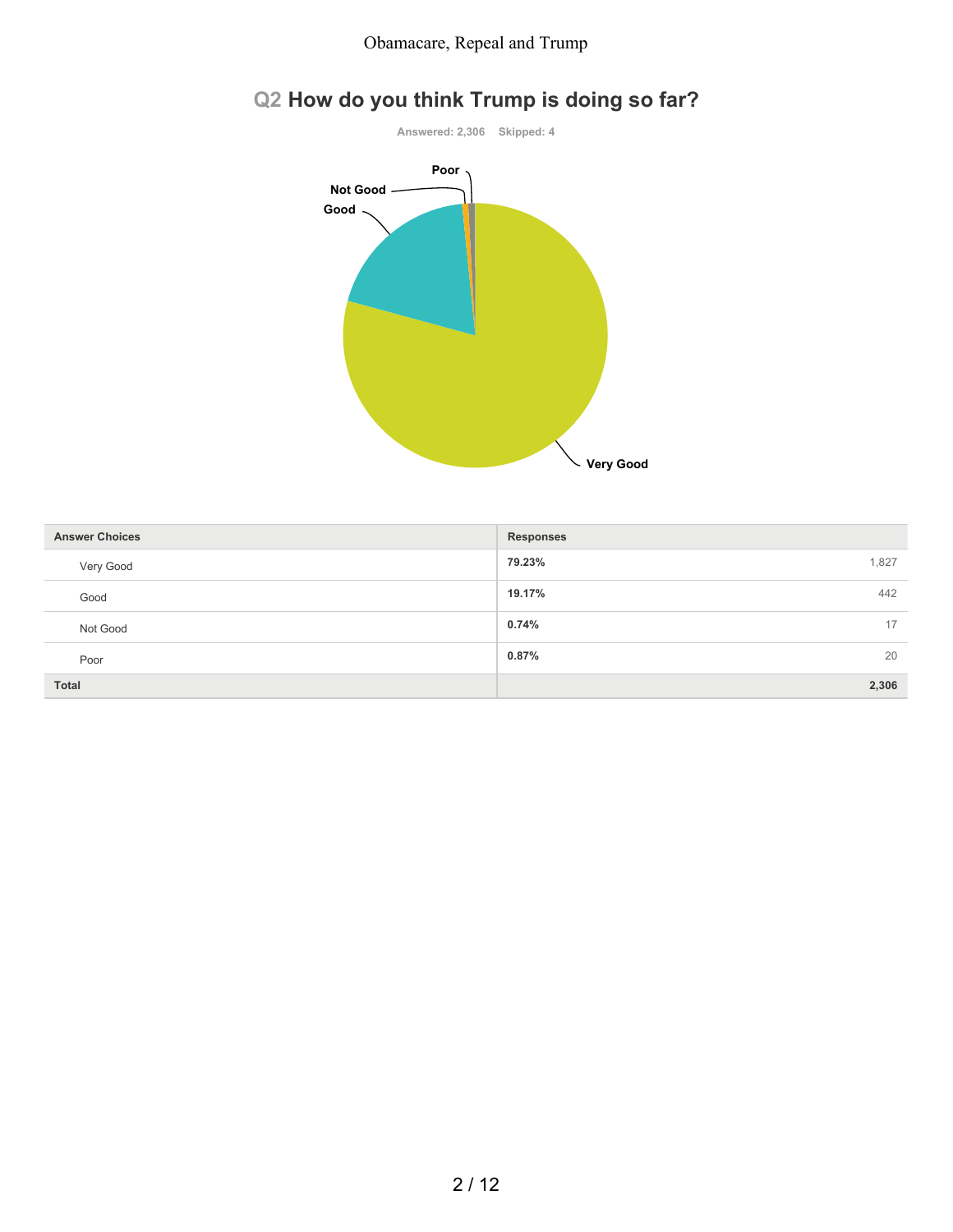## Q2 How do you think Trump is doing so far?

Answered: 2,306 Skipped: 4

| Answer Choices | Responses | |
|---|---|---|
| Very Good | 79.23% | 1,827 |
| Good | 19.17% | 442 |
| Not Good | 0.74% | 17 |
| Poor | 0.87% | 20 |
| **Total** | | **2,306** |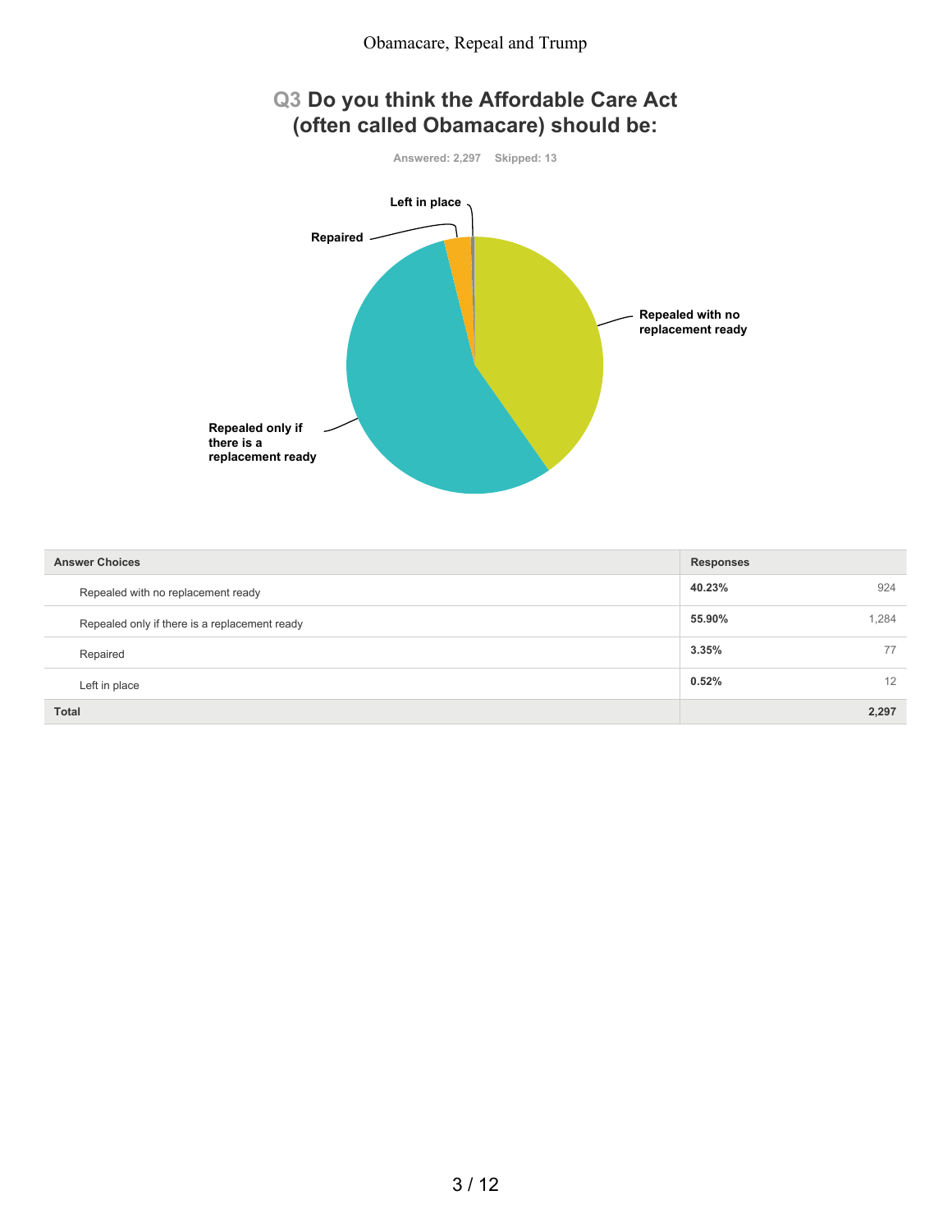## Q3 Do you think the Affordable Care Act (often called Obamacare) should be:

Answered: 2,297 Skipped: 13

| Answer Choices | Responses | |
|---|---|---|
| Repealed with no replacement ready | 40.23% | 924 |
| Repealed only if there is a replacement ready | 55.90% | 1,284 |
| Repaired | 3.35% | 77 |
| Left in place | 0.52% | 12 |
| **Total** | | **2,297** |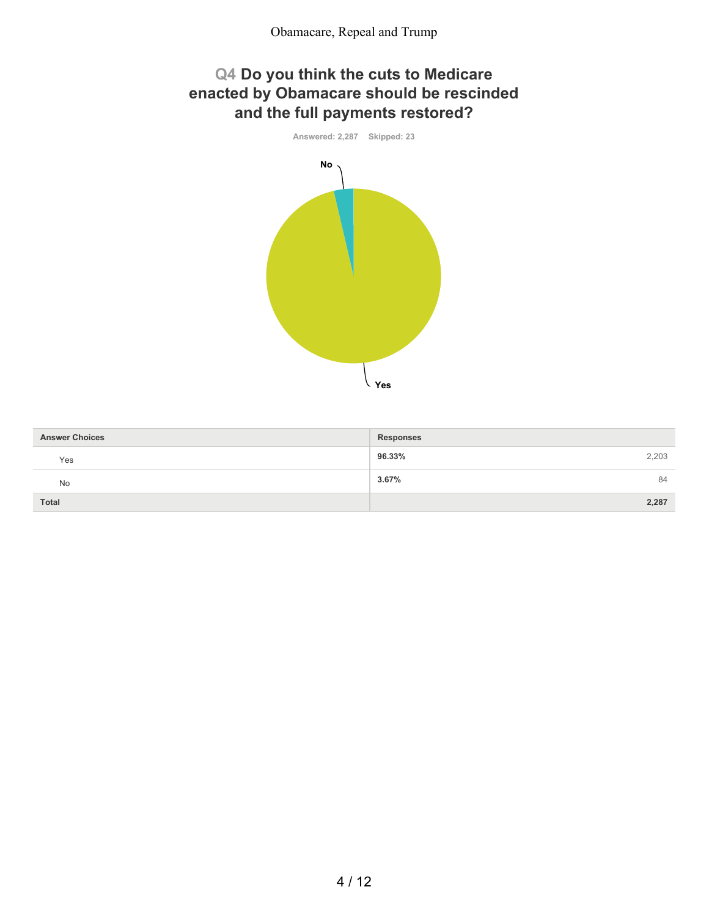## Q4 Do you think the cuts to Medicare enacted by Obamacare should be rescinded and the full payments restored?

Answered: 2,287 Skipped: 23

No

Yes

| Answer Choices | Responses | |
|---|---|---|
| Yes | 96.33% | 2,203 |
| No | 3.67% | 84 |
| **Total** | | **2,287** |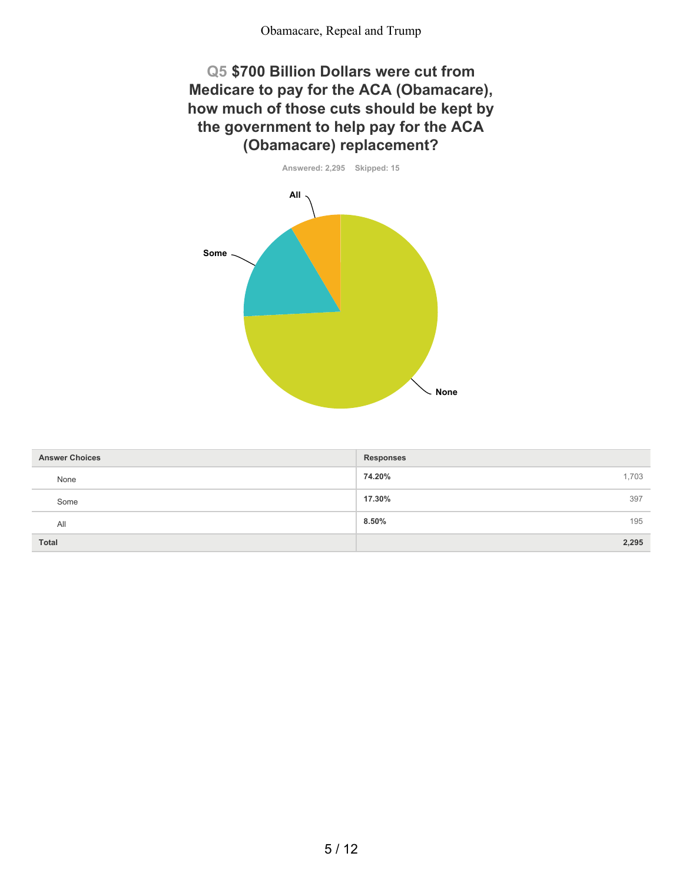## Q5 $700 Billion Dollars were cut from Medicare to pay for the ACA (Obamacare), how much of those cuts should be kept by the government to help pay for the ACA (Obamacare) replacement?

Answered: 2,295 Skipped: 15

| Answer Choices | Responses | |
|---|---|---|
| None | 74.20% | 1,703 |
| Some | 17.30% | 397 |
| All | 8.50% | 195 |
| **Total** | | **2,295** |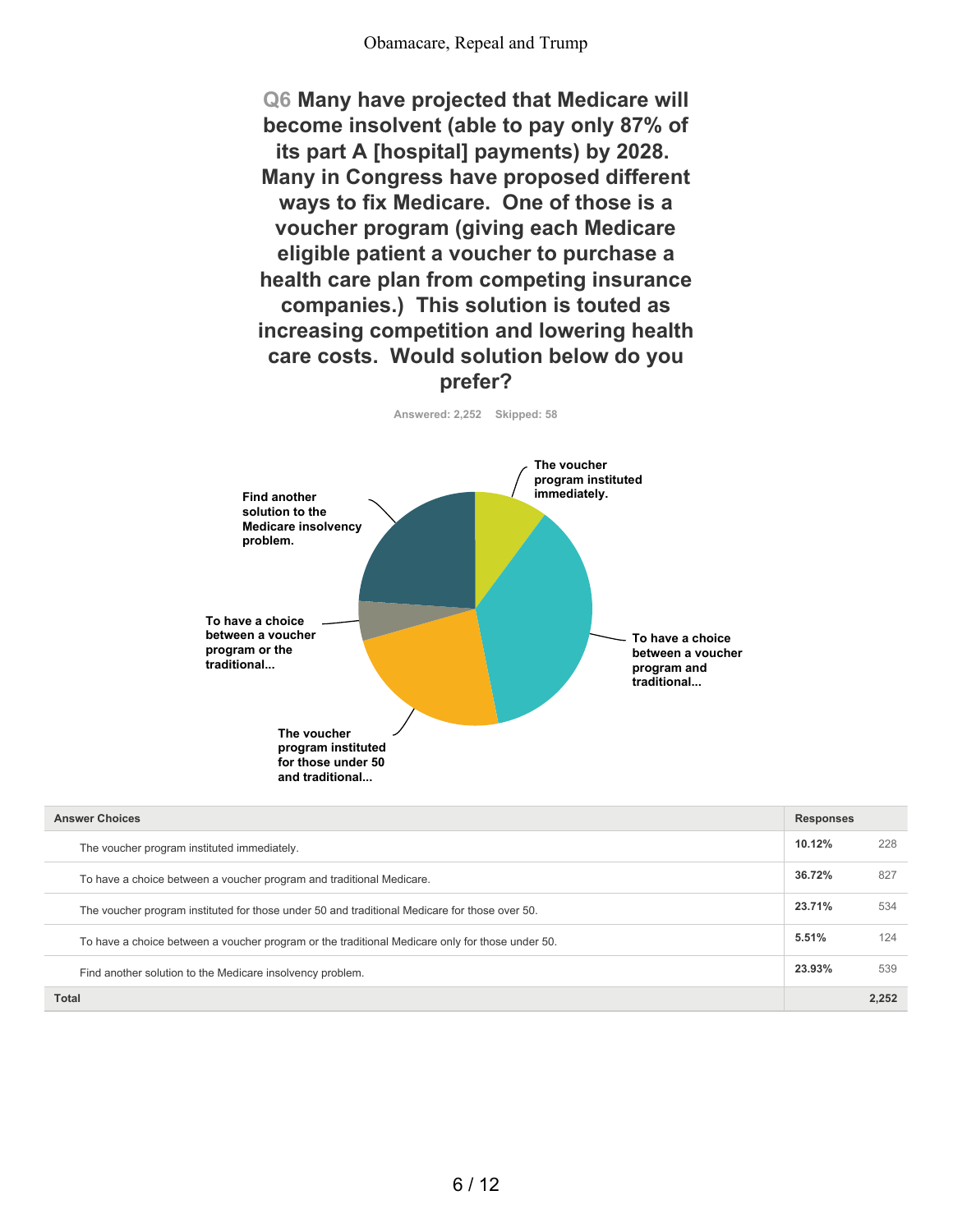## Q6 Many have projected that Medicare will become insolvent (able to pay only 87% of its part A [hospital] payments) by 2028. Many in Congress have proposed different ways to fix Medicare. One of those is a voucher program (giving each Medicare eligible patient a voucher to purchase a health care plan from competing insurance companies.) This solution is touted as increasing competition and lowering health care costs. Would solution below do you prefer?

Answered: 2,252 Skipped: 58

| Answer Choices | Responses | |
|---|---|---|
| The voucher program instituted immediately. | 10.12% | 228 |
| To have a choice between a voucher program and traditional Medicare. | 36.72% | 827 |
| The voucher program instituted for those under 50 and traditional Medicare for those over 50. | 23.71% | 534 |
| To have a choice between a voucher program or the traditional Medicare only for those under 50. | 5.51% | 124 |
| Find another solution to the Medicare insolvency problem. | 23.93% | 539 |
| **Total** | | **2,252** |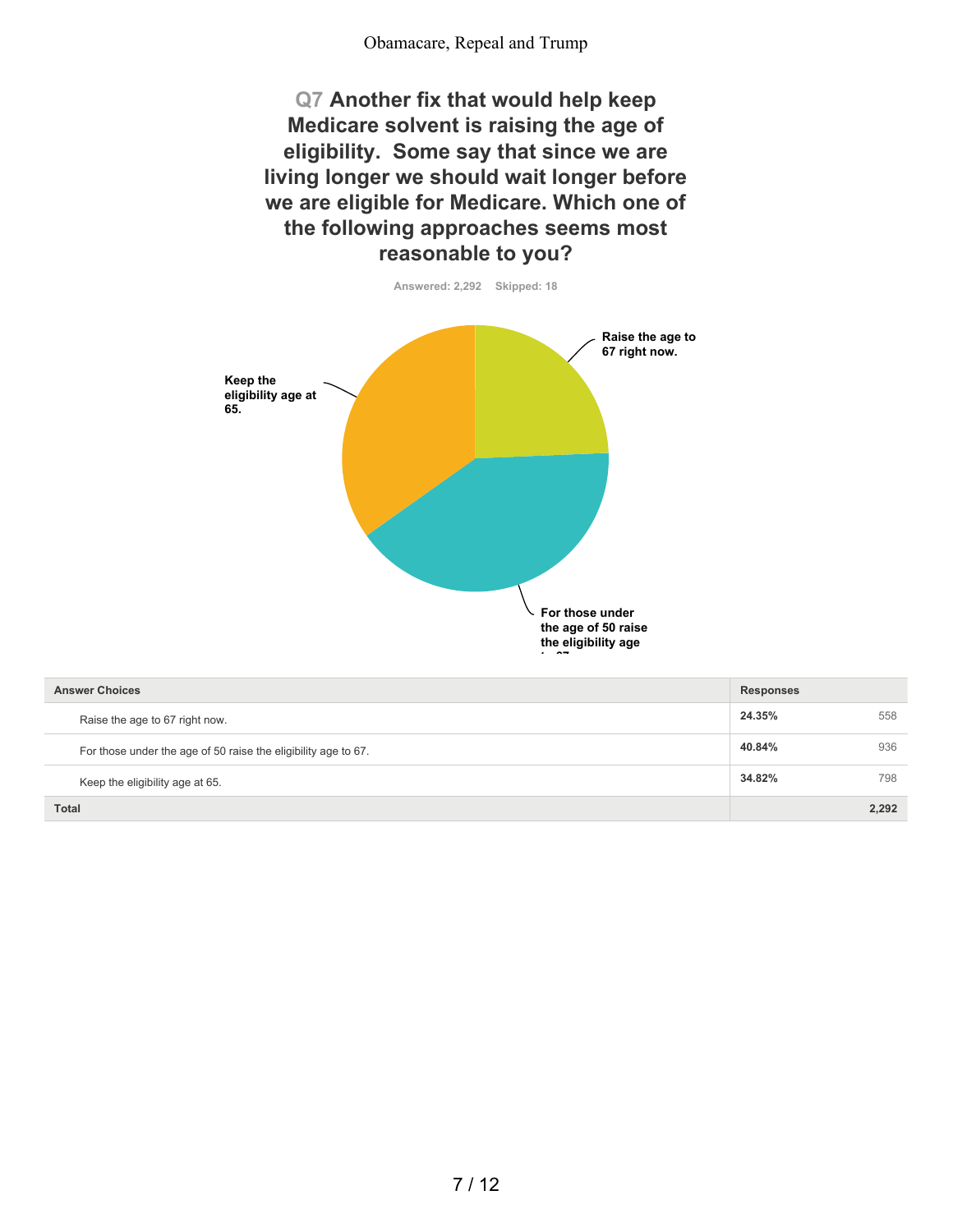## Q7 Another fix that would help keep Medicare solvent is raising the age of eligibility. Some say that since we are living longer we should wait longer before we are eligible for Medicare. Which one of the following approaches seems most reasonable to you?

Answered: 2,292 Skipped: 18

| Answer Choices | Responses | |
|---|---|---|
| Raise the age to 67 right now. | 24.35% | 558 |
| For those under the age of 50 raise the eligibility age to 67. | 40.84% | 936 |
| Keep the eligibility age at 65. | 34.82% | 798 |
| Total | | 2,292 |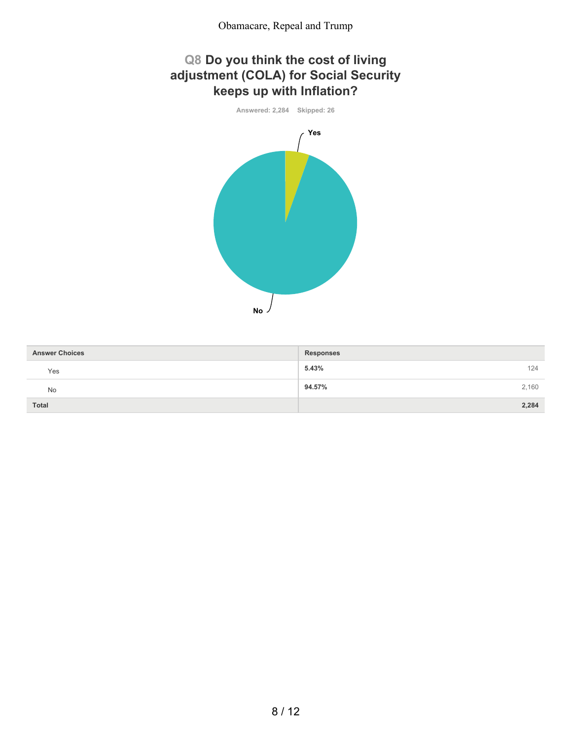## Q8 Do you think the cost of living adjustment (COLA) for Social Security keeps up with Inflation?

Answered: 2,284 Skipped: 26

Yes

No

| Answer Choices | Responses | |
|---|---|---|
| Yes | **5.43%** | 124 |
| No | **94.57%** | 2,160 |
| **Total** | | **2,284** |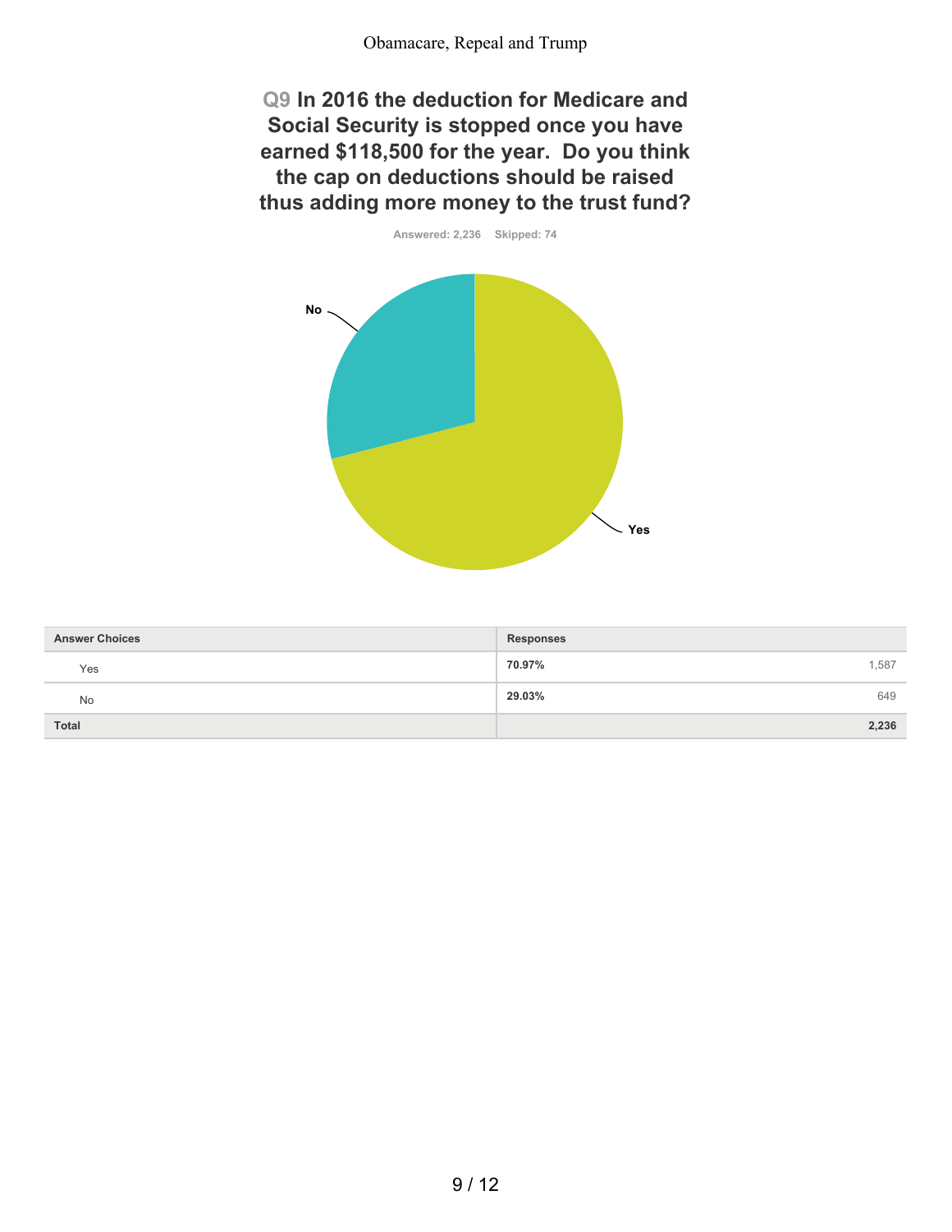## Q9 In 2016 the deduction for Medicare and Social Security is stopped once you have earned $118,500 for the year. Do you think the cap on deductions should be raised thus adding more money to the trust fund?

Answered: 2,236 Skipped: 74

| Answer Choices | Responses | |
|---|---|---|
| Yes | 70.97% | 1,587 |
| No | 29.03% | 649 |
| Total | | 2,236 |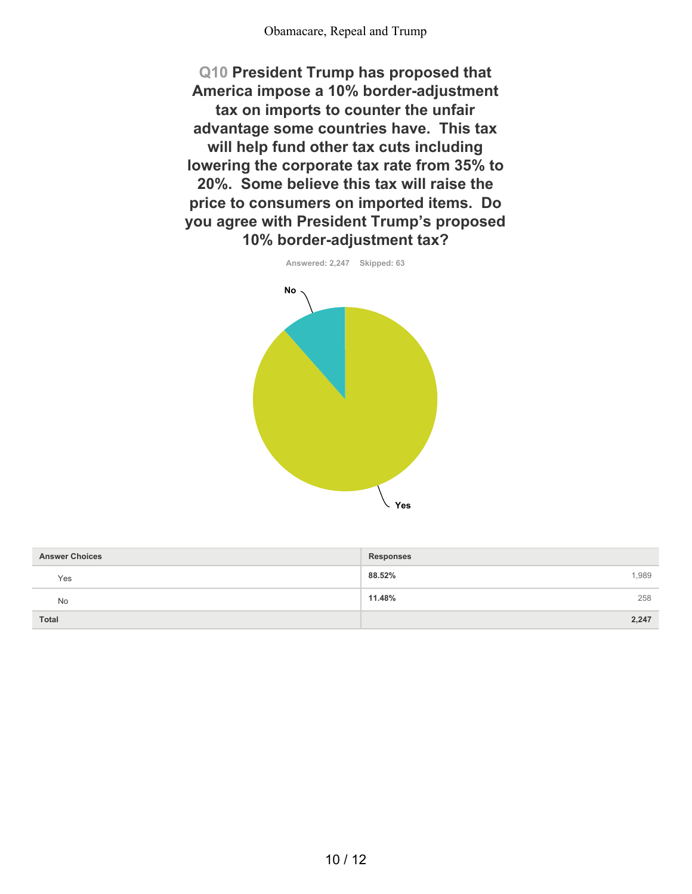**Q10 President Trump has proposed that America impose a 10% border-adjustment tax on imports to counter the unfair advantage some countries have. This tax will help fund other tax cuts including lowering the corporate tax rate from 35% to 20%. Some believe this tax will raise the price to consumers on imported items. Do you agree with President Trump's proposed 10% border-adjustment tax?**

Answered: 2,247 Skipped: 63

No

Yes

| Answer Choices | Responses | |
|---|---|---|
| Yes | **88.52%** | 1,989 |
| No | **11.48%** | 258 |
| **Total** | | **2,247** |